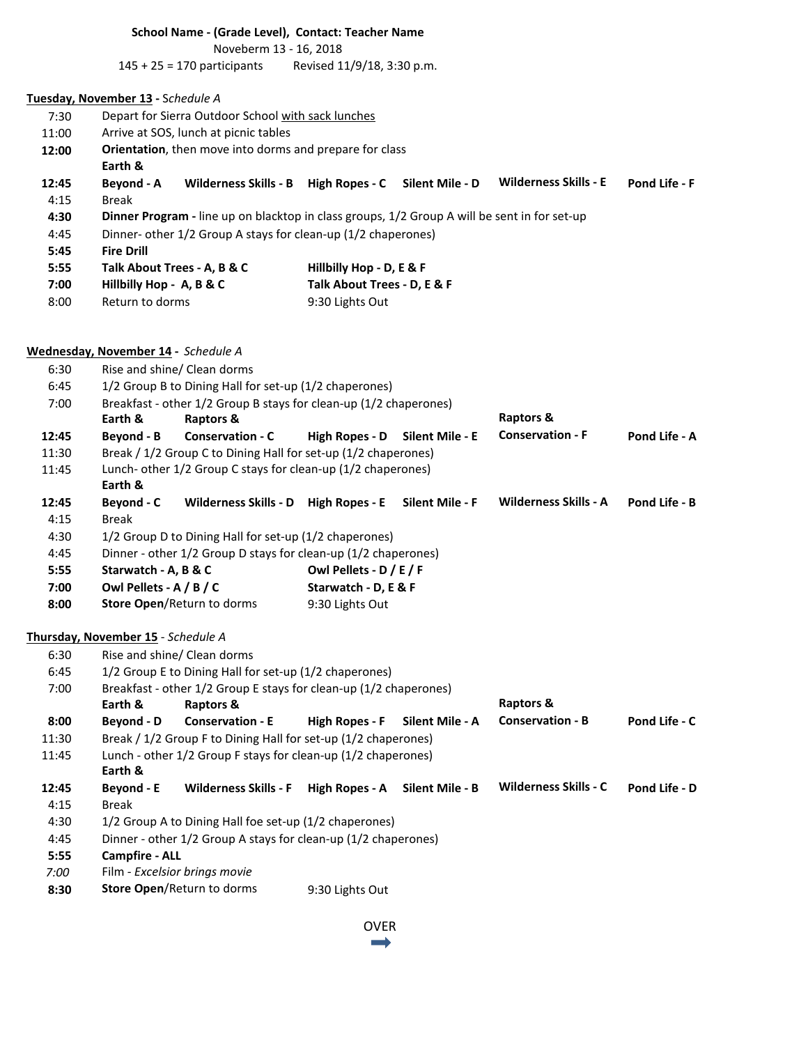**School Name - (Grade Level), Contact: Teacher Name**

Noveberm 13 - 16, 2018

145 + 25 = 170 participants    Revised 11/9/18, 3:30 p.m.

**Tuesday, November 13 -** *Schedule A*

| | | | | | | |
|---|---|---|---|---|---|---|
| 7:30 | Depart for Sierra Outdoor School with sack lunches | | | | | |
| 11:00 | Arrive at SOS, lunch at picnic tables | | | | | |
| **12:00** | **Orientation**, then move into dorms and prepare for class | | | | | |
| **12:45** | **Earth & Beyond - A** | **Wilderness Skills - B** | **High Ropes - C** | **Silent Mile - D** | **Wilderness Skills - E** | **Pond Life - F** |
| 4:15 | Break | | | | | |
| **4:30** | **Dinner Program -** line up on blacktop in class groups, 1/2 Group A will be sent in for set-up | | | | | |
| 4:45 | Dinner- other 1/2 Group A stays for clean-up (1/2 chaperones) | | | | | |
| **5:45** | **Fire Drill** | | | | | |
| **5:55** | **Talk About Trees - A, B & C** | | **Hillbilly Hop - D, E & F** | | | |
| **7:00** | **Hillbilly Hop - A, B & C** | | **Talk About Trees - D, E & F** | | | |
| 8:00 | Return to dorms | | 9:30 Lights Out | | | |

**Wednesday, November 14 -** *Schedule A*

| | | | | | | |
|---|---|---|---|---|---|---|
| 6:30 | Rise and shine/ Clean dorms | | | | | |
| 6:45 | 1/2 Group B to Dining Hall for set-up (1/2 chaperones) | | | | | |
| 7:00 | Breakfast - other 1/2 Group B stays for clean-up (1/2 chaperones) | | | | | |
| **12:45** | **Earth & Beyond - B** | **Raptors & Conservation - C** | **High Ropes - D** | **Silent Mile - E** | **Raptors & Conservation - F** | **Pond Life - A** |
| 11:30 | Break / 1/2 Group C to Dining Hall for set-up (1/2 chaperones) | | | | | |
| 11:45 | Lunch- other 1/2 Group C stays for clean-up (1/2 chaperones) | | | | | |
| **12:45** | **Earth & Beyond - C** | **Wilderness Skills - D** | **High Ropes - E** | **Silent Mile - F** | **Wilderness Skills - A** | **Pond Life - B** |
| 4:15 | Break | | | | | |
| 4:30 | 1/2 Group D to Dining Hall for set-up (1/2 chaperones) | | | | | |
| 4:45 | Dinner - other 1/2 Group D stays for clean-up (1/2 chaperones) | | | | | |
| **5:55** | **Starwatch - A, B & C** | | **Owl Pellets - D / E / F** | | | |
| **7:00** | **Owl Pellets - A / B / C** | | **Starwatch - D, E & F** | | | |
| **8:00** | **Store Open**/Return to dorms | | 9:30 Lights Out | | | |

**Thursday, November 15** - *Schedule A*

| | | | | | | |
|---|---|---|---|---|---|---|
| 6:30 | Rise and shine/ Clean dorms | | | | | |
| 6:45 | 1/2 Group E to Dining Hall for set-up (1/2 chaperones) | | | | | |
| 7:00 | Breakfast - other 1/2 Group E stays for clean-up (1/2 chaperones) | | | | | |
| **8:00** | **Earth & Beyond - D** | **Raptors & Conservation - E** | **High Ropes - F** | **Silent Mile - A** | **Raptors & Conservation - B** | **Pond Life - C** |
| 11:30 | Break / 1/2 Group F to Dining Hall for set-up (1/2 chaperones) | | | | | |
| 11:45 | Lunch - other 1/2 Group F stays for clean-up (1/2 chaperones) | | | | | |
| **12:45** | **Earth & Beyond - E** | **Wilderness Skills - F** | **High Ropes - A** | **Silent Mile - B** | **Wilderness Skills - C** | **Pond Life - D** |
| 4:15 | Break | | | | | |
| 4:30 | 1/2 Group A to Dining Hall foe set-up (1/2 chaperones) | | | | | |
| 4:45 | Dinner - other 1/2 Group A stays for clean-up (1/2 chaperones) | | | | | |
| **5:55** | **Campfire - ALL** | | | | | |
| *7:00* | Film - *Excelsior brings movie* | | | | | |
| **8:30** | **Store Open**/Return to dorms | | 9:30 Lights Out | | | |

OVER ➡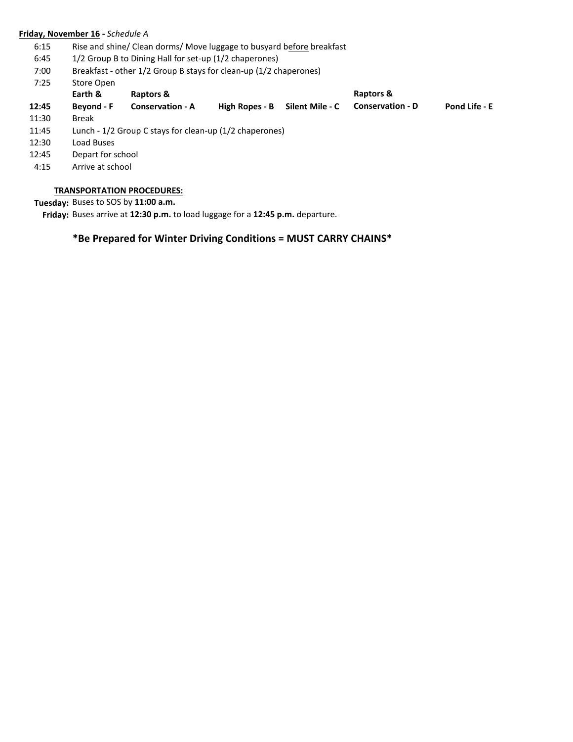**Friday, November 16** - *Schedule A*

| | | | | | | |
|---|---|---|---|---|---|---|
| 6:15 | Rise and shine/ Clean dorms/ Move luggage to busyard b<u>efore</u> breakfast | | | | | |
| 6:45 | 1/2 Group B to Dining Hall for set-up (1/2 chaperones) | | | | | |
| 7:00 | Breakfast - other 1/2 Group B stays for clean-up (1/2 chaperones) | | | | | |
| 7:25 | Store Open | | | | | |
| **12:45** | **Earth & Beyond - F** | **Raptors & Conservation - A** | **High Ropes - B** | **Silent Mile - C** | **Raptors & Conservation - D** | **Pond Life - E** |
| 11:30 | Break | | | | | |
| 11:45 | Lunch - 1/2 Group C stays for clean-up (1/2 chaperones) | | | | | |
| 12:30 | Load Buses | | | | | |
| 12:45 | Depart for school | | | | | |
| 4:15 | Arrive at school | | | | | |

**TRANSPORTATION PROCEDURES:**

**Tuesday:** Buses to SOS by **11:00 a.m.**

**Friday:** Buses arrive at **12:30 p.m.** to load luggage for a **12:45 p.m.** departure.

**\*Be Prepared for Winter Driving Conditions = MUST CARRY CHAINS\***